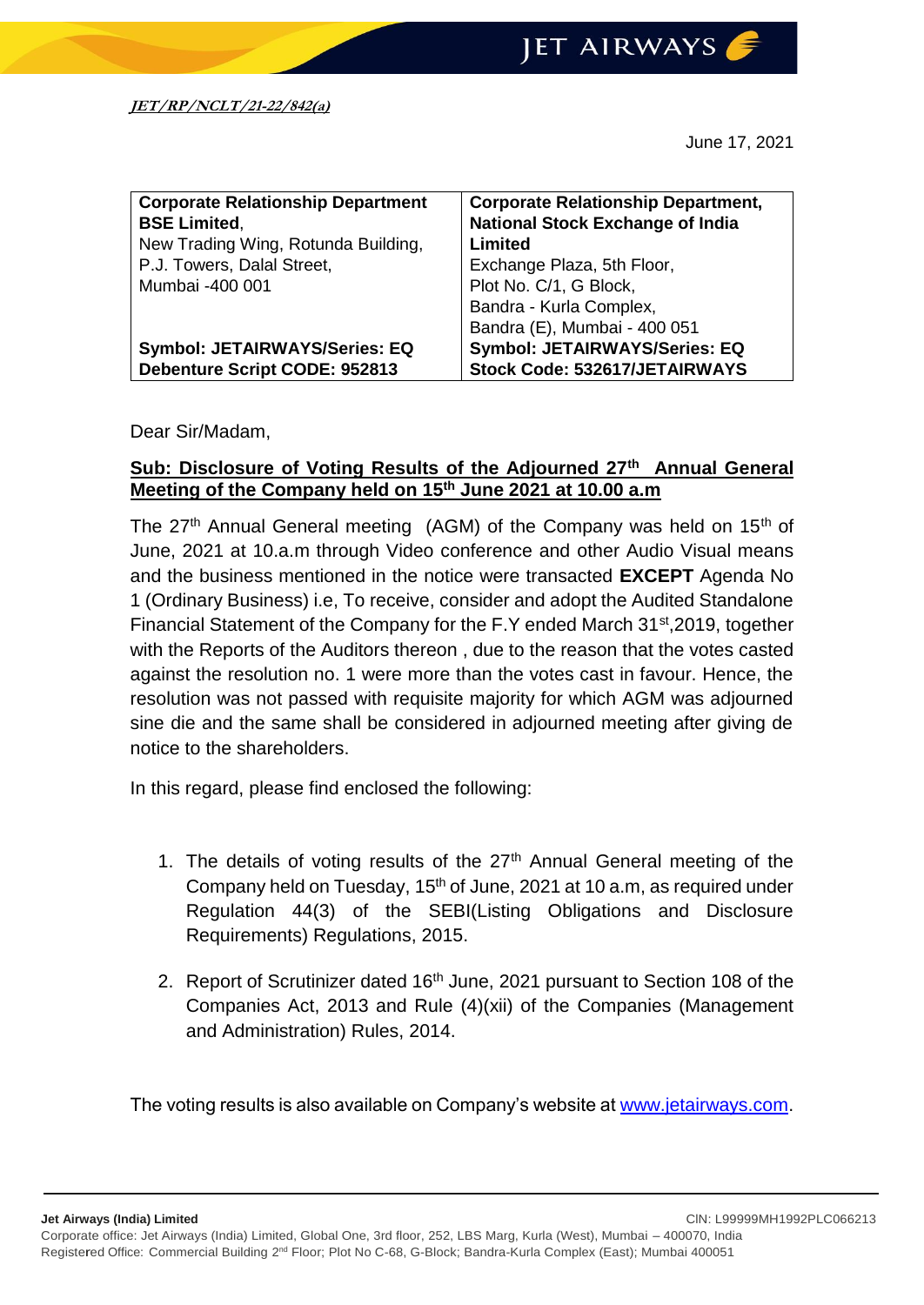***JET/RP/NCLT/21-22/842(a)***

June 17, 2021

| **Corporate Relationship Department**<br>**BSE Limited**,<br>New Trading Wing, Rotunda Building,<br>P.J. Towers, Dalal Street,<br>Mumbai -400 001 | **Corporate Relationship Department,**<br>**National Stock Exchange of India Limited**<br>Exchange Plaza, 5th Floor,<br>Plot No. C/1, G Block,<br>Bandra - Kurla Complex,<br>Bandra (E), Mumbai - 400 051 |
|---|---|
| **Symbol: JETAIRWAYS/Series: EQ**<br>**Debenture Script CODE: 952813** | **Symbol: JETAIRWAYS/Series: EQ**<br>**Stock Code: 532617/JETAIRWAYS** |

Dear Sir/Madam,

**Sub: Disclosure of Voting Results of the Adjourned 27th Annual General Meeting of the Company held on 15th June 2021 at 10.00 a.m**

The 27th Annual General meeting (AGM) of the Company was held on 15th of June, 2021 at 10.a.m through Video conference and other Audio Visual means and the business mentioned in the notice were transacted **EXCEPT** Agenda No 1 (Ordinary Business) i.e, To receive, consider and adopt the Audited Standalone Financial Statement of the Company for the F.Y ended March 31st,2019, together with the Reports of the Auditors thereon , due to the reason that the votes casted against the resolution no. 1 were more than the votes cast in favour. Hence, the resolution was not passed with requisite majority for which AGM was adjourned sine die and the same shall be considered in adjourned meeting after giving de notice to the shareholders.

In this regard, please find enclosed the following:

1. The details of voting results of the 27th Annual General meeting of the Company held on Tuesday, 15th of June, 2021 at 10 a.m, as required under Regulation 44(3) of the SEBI(Listing Obligations and Disclosure Requirements) Regulations, 2015.
2. Report of Scrutinizer dated 16th June, 2021 pursuant to Section 108 of the Companies Act, 2013 and Rule (4)(xii) of the Companies (Management and Administration) Rules, 2014.

The voting results is also available on Company's website at [www.jetairways.com](www.jetairways.com).

**Jet Airways (India) Limited** CIN: L99999MH1992PLC066213
Corporate office: Jet Airways (India) Limited, Global One, 3rd floor, 252, LBS Marg, Kurla (West), Mumbai – 400070, India
Registered Office: Commercial Building 2nd Floor; Plot No C-68, G-Block; Bandra-Kurla Complex (East); Mumbai 400051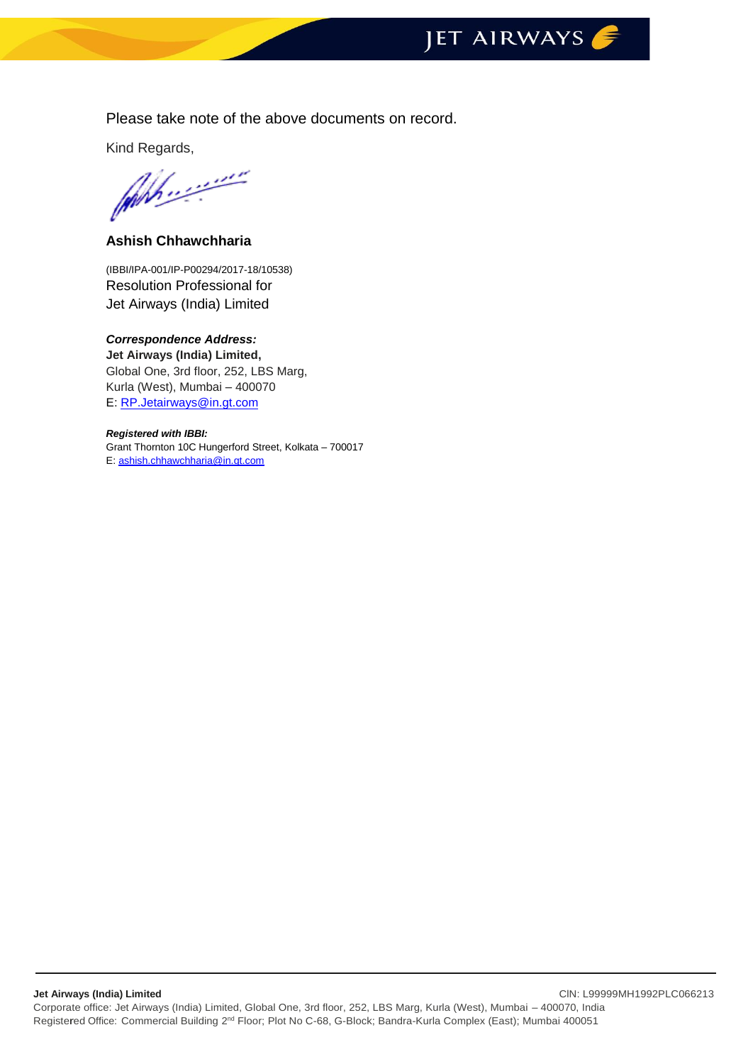Please take note of the above documents on record.

Kind Regards,

**Ashish Chhawchharia**

(IBBI/IPA-001/IP-P00294/2017-18/10538)
Resolution Professional for
Jet Airways (India) Limited

***Correspondence Address:***
**Jet Airways (India) Limited,**
Global One, 3rd floor, 252, LBS Marg,
Kurla (West), Mumbai – 400070
E: RP.Jetairways@in.gt.com

***Registered with IBBI:***
Grant Thornton 10C Hungerford Street, Kolkata – 700017
E: ashish.chhawchharia@in.gt.com